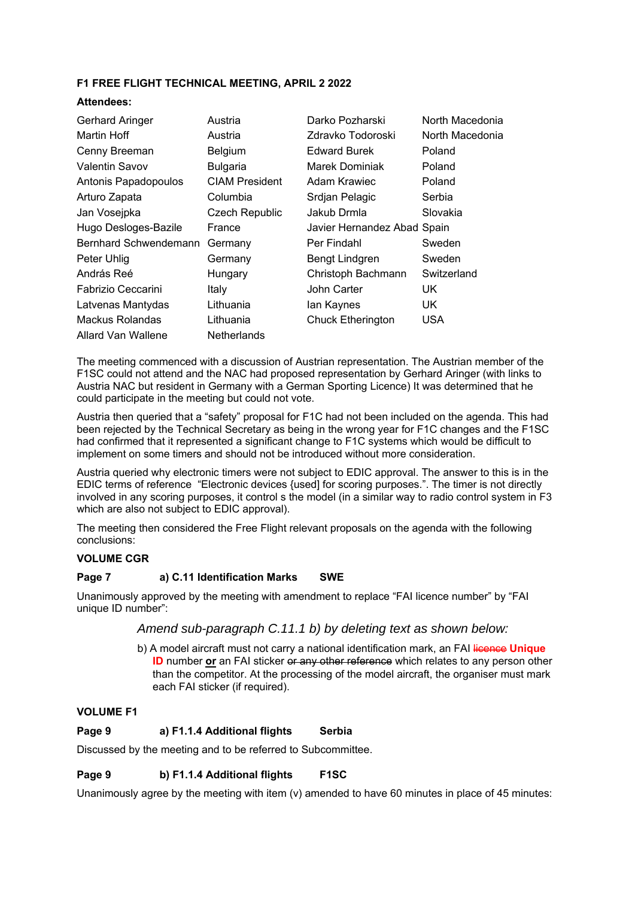**F1 FREE FLIGHT TECHNICAL MEETING, APRIL 2 2022**

**Attendees:**

| | | | |
|---|---|---|---|
| Gerhard Aringer | Austria | Darko Pozharski | North Macedonia |
| Martin Hoff | Austria | Zdravko Todoroski | North Macedonia |
| Cenny Breeman | Belgium | Edward Burek | Poland |
| Valentin Savov | Bulgaria | Marek Dominiak | Poland |
| Antonis Papadopoulos | CIAM President | Adam Krawiec | Poland |
| Arturo Zapata | Columbia | Srdjan Pelagic | Serbia |
| Jan Vosejpka | Czech Republic | Jakub Drmla | Slovakia |
| Hugo Desloges-Bazile | France | Javier Hernandez Abad | Spain |
| Bernhard Schwendemann | Germany | Per Findahl | Sweden |
| Peter Uhlig | Germany | Bengt Lindgren | Sweden |
| András Reé | Hungary | Christoph Bachmann | Switzerland |
| Fabrizio Ceccarini | Italy | John Carter | UK |
| Latvenas Mantydas | Lithuania | Ian Kaynes | UK |
| Mackus Rolandas | Lithuania | Chuck Etherington | USA |
| Allard Van Wallene | Netherlands | | |

The meeting commenced with a discussion of Austrian representation. The Austrian member of the F1SC could not attend and the NAC had proposed representation by Gerhard Aringer (with links to Austria NAC but resident in Germany with a German Sporting Licence) It was determined that he could participate in the meeting but could not vote.

Austria then queried that a "safety" proposal for F1C had not been included on the agenda. This had been rejected by the Technical Secretary as being in the wrong year for F1C changes and the F1SC had confirmed that it represented a significant change to F1C systems which would be difficult to implement on some timers and should not be introduced without more consideration.

Austria queried why electronic timers were not subject to EDIC approval. The answer to this is in the EDIC terms of reference "Electronic devices {used] for scoring purposes.". The timer is not directly involved in any scoring purposes, it control s the model (in a similar way to radio control system in F3 which are also not subject to EDIC approval).

The meeting then considered the Free Flight relevant proposals on the agenda with the following conclusions:

**VOLUME CGR**

**Page 7 a) C.11 Identification Marks SWE**

Unanimously approved by the meeting with amendment to replace "FAI licence number" by "FAI unique ID number":

> *Amend sub-paragraph C.11.1 b) by deleting text as shown below:*
>
> b) A model aircraft must not carry a national identification mark, an FAI ~~licence~~ **Unique ID** number **or** an FAI sticker ~~or any other reference~~ which relates to any person other than the competitor. At the processing of the model aircraft, the organiser must mark each FAI sticker (if required).

**VOLUME F1**

**Page 9 a) F1.1.4 Additional flights Serbia**

Discussed by the meeting and to be referred to Subcommittee.

**Page 9 b) F1.1.4 Additional flights F1SC**

Unanimously agree by the meeting with item (v) amended to have 60 minutes in place of 45 minutes: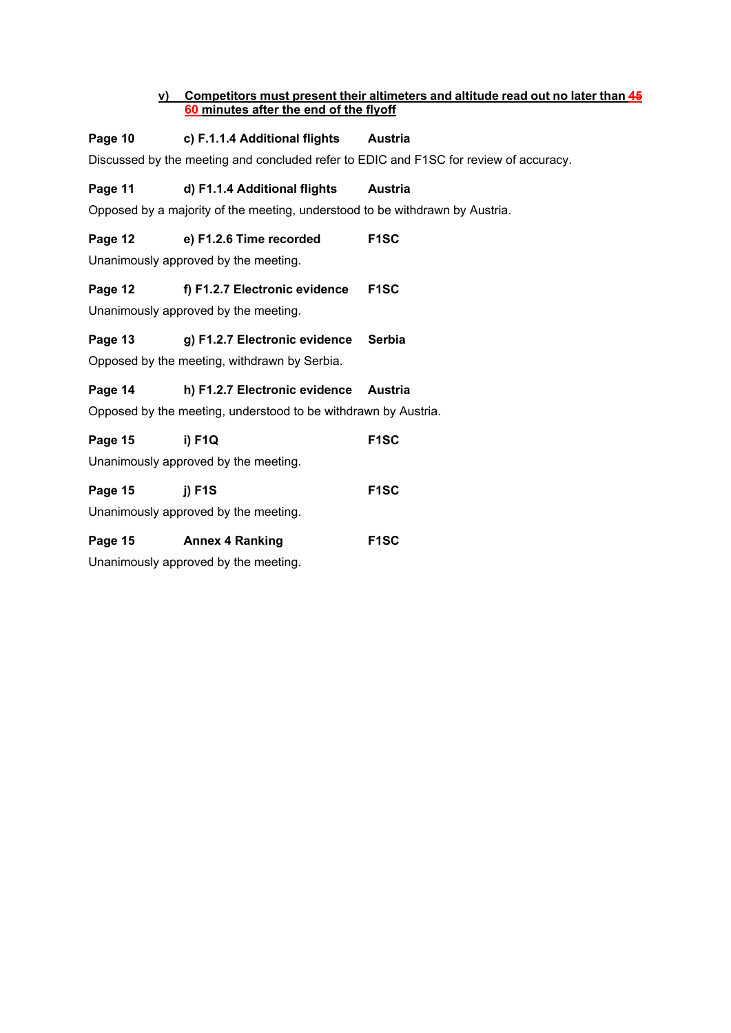**v) Competitors must present their altimeters and altitude read out no later than ~~45~~ 60 minutes after the end of the flyoff**

**Page 10 c) F.1.1.4 Additional flights Austria**

Discussed by the meeting and concluded refer to EDIC and F1SC for review of accuracy.

**Page 11 d) F1.1.4 Additional flights Austria**

Opposed by a majority of the meeting, understood to be withdrawn by Austria.

**Page 12 e) F1.2.6 Time recorded F1SC**

Unanimously approved by the meeting.

**Page 12 f) F1.2.7 Electronic evidence F1SC**

Unanimously approved by the meeting.

**Page 13 g) F1.2.7 Electronic evidence Serbia**

Opposed by the meeting, withdrawn by Serbia.

**Page 14 h) F1.2.7 Electronic evidence Austria**

Opposed by the meeting, understood to be withdrawn by Austria.

**Page 15 i) F1Q F1SC**

Unanimously approved by the meeting.

**Page 15 j) F1S F1SC**

Unanimously approved by the meeting.

**Page 15 Annex 4 Ranking F1SC**

Unanimously approved by the meeting.